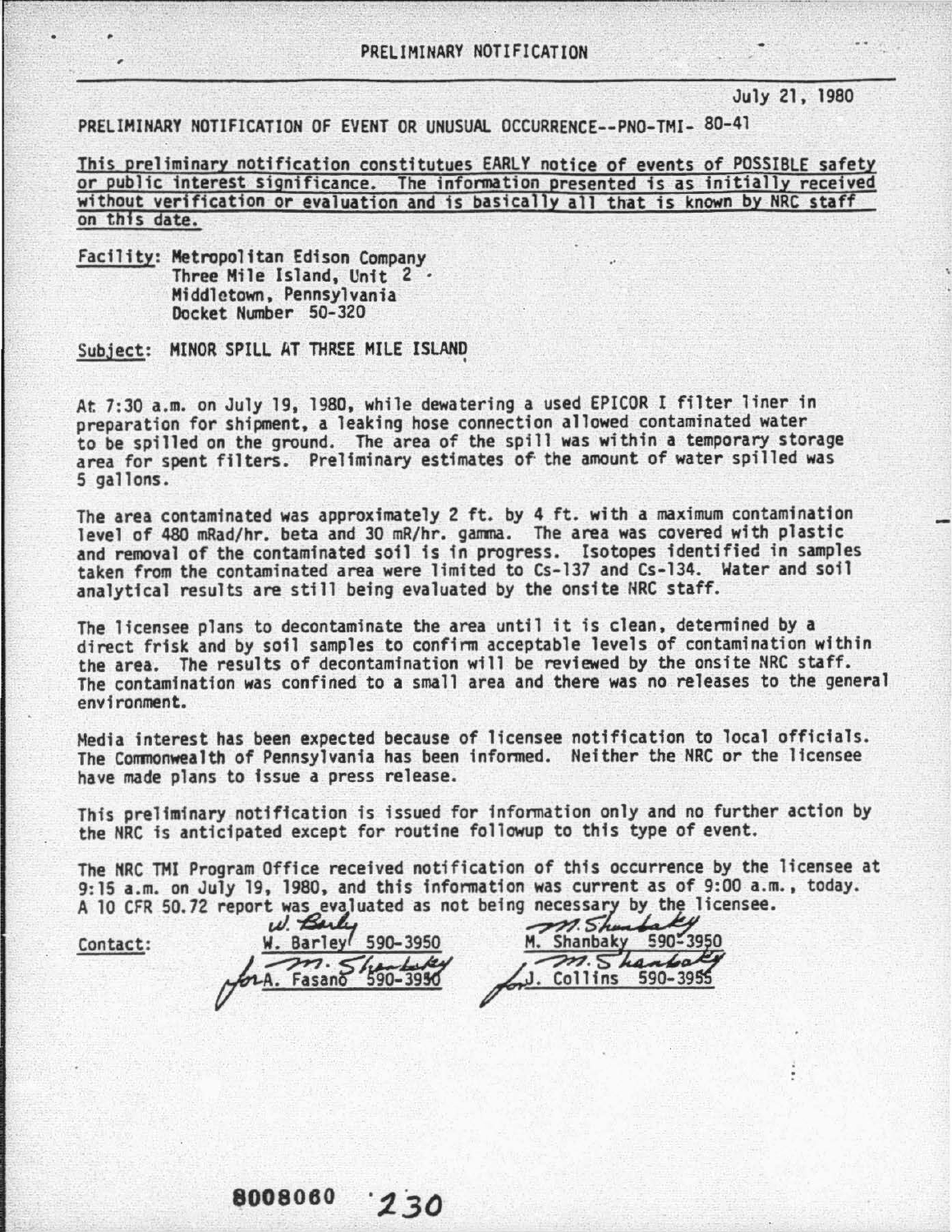PRELIMINARY NOTIFICATION

July 21, 1980

PRELIMINARY NOTIFICATION OF EVENT OR UNUSUAL OCCURRENCE--PNO-TMI- 80-41

This preliminary notification constitutues EARLY notice of events of POSSIBLE safety or public interest significance. The information presented is as initially received without verification or evaluation and is basically all that is known by NRC staff on this date.

Facility: Metropolitan Edison Company
Three Mile Island, Unit 2
Middletown, Pennsylvania
Docket Number 50-320

Subject: MINOR SPILL AT THREE MILE ISLAND

At 7:30 a.m. on July 19, 1980, while dewatering a used EPICOR I filter liner in preparation for shipment, a leaking hose connection allowed contaminated water to be spilled on the ground. The area of the spill was within a temporary storage area for spent filters. Preliminary estimates of the amount of water spilled was 5 gallons.

The area contaminated was approximately 2 ft. by 4 ft. with a maximum contamination level of 480 mRad/hr. beta and 30 mR/hr. gamma. The area was covered with plastic and removal of the contaminated soil is in progress. Isotopes identified in samples taken from the contaminated area were limited to Cs-137 and Cs-134. Water and soil analytical results are still being evaluated by the onsite NRC staff.

The licensee plans to decontaminate the area until it is clean, determined by a direct frisk and by soil samples to confirm acceptable levels of contamination within the area. The results of decontamination will be reviewed by the onsite NRC staff. The contamination was confined to a small area and there was no releases to the general environment.

Media interest has been expected because of licensee notification to local officials. The Commonwealth of Pennsylvania has been informed. Neither the NRC or the licensee have made plans to issue a press release.

This preliminary notification is issued for information only and no further action by the NRC is anticipated except for routine followup to this type of event.

The NRC TMI Program Office received notification of this occurrence by the licensee at 9:15 a.m. on July 19, 1980, and this information was current as of 9:00 a.m., today. A 10 CFR 50.72 report was evaluated as not being necessary by the licensee.

Contact: W. Barley 590-3950 | M. Shanbaky 590-3950
for A. Fasano 590-3950 | for J. Collins 590-3955

8008060 230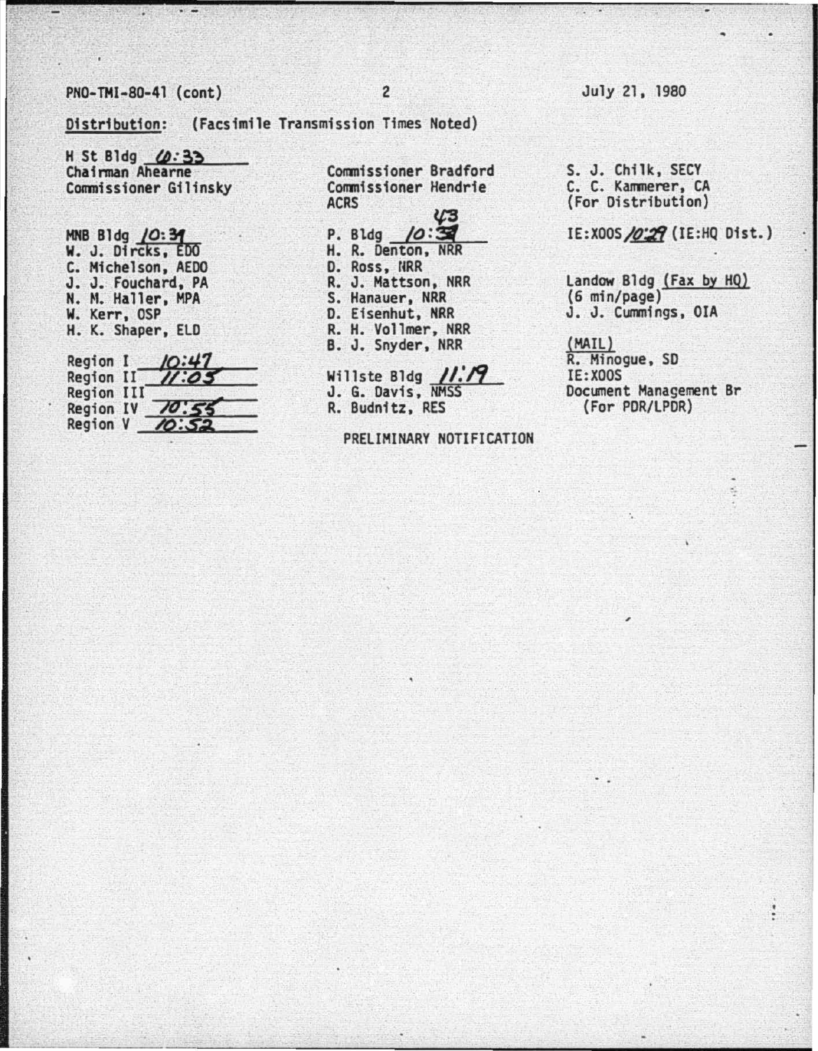PNO-TMI-80-41 (cont) July 21, 1980

**Distribution:** (Facsimile Transmission Times Noted)

H St Bldg 10:33
Chairman Ahearne
Commissioner Gilinsky
Commissioner Bradford
Commissioner Hendrie
ACRS

S. J. Chilk, SECY
C. C. Kammerer, CA
(For Distribution)

MNB Bldg 10:39
W. J. Dircks, EDO
C. Michelson, AEDO
J. J. Fouchard, PA
N. M. Haller, MPA
W. Kerr, OSP
H. K. Shaper, ELD

P. Bldg 10:39 43
H. R. Denton, NRR
D. Ross, NRR
R. J. Mattson, NRR
S. Hanauer, NRR
D. Eisenhut, NRR
R. H. Vollmer, NRR
B. J. Snyder, NRR

IE:XOOS 10:29 (IE:HQ Dist.)

Landow Bldg (Fax by HQ)
(6 min/page)
J. J. Cummings, OIA

Region I 10:47
Region II 11:05
Region III
Region IV 10:55
Region V 10:52

Willste Bldg 11:19
J. G. Davis, NMSS
R. Budnitz, RES

(MAIL)
R. Minogue, SD
IE:XOOS
Document Management Br
(For PDR/LPDR)

PRELIMINARY NOTIFICATION